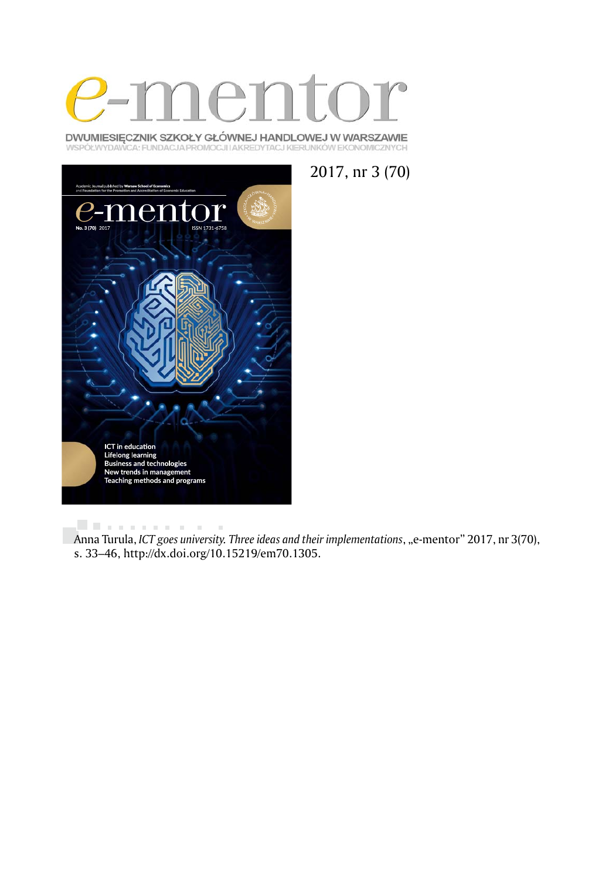# e-mentor

DWUMIESIĘCZNIK SZKOŁY GŁÓWNEJ HANDLOWEJ W WARSZAWIE
WSPÓŁWYDAWCA: FUNDACJA PROMOCJI I AKREDYTACJ KIERUNKÓW EKONOMICZNYCH

2017, nr 3 (70)

Anna Turula, *ICT goes university. Three ideas and their implementations*, „e-mentor" 2017, nr 3(70), s. 33–46, http://dx.doi.org/10.15219/em70.1305.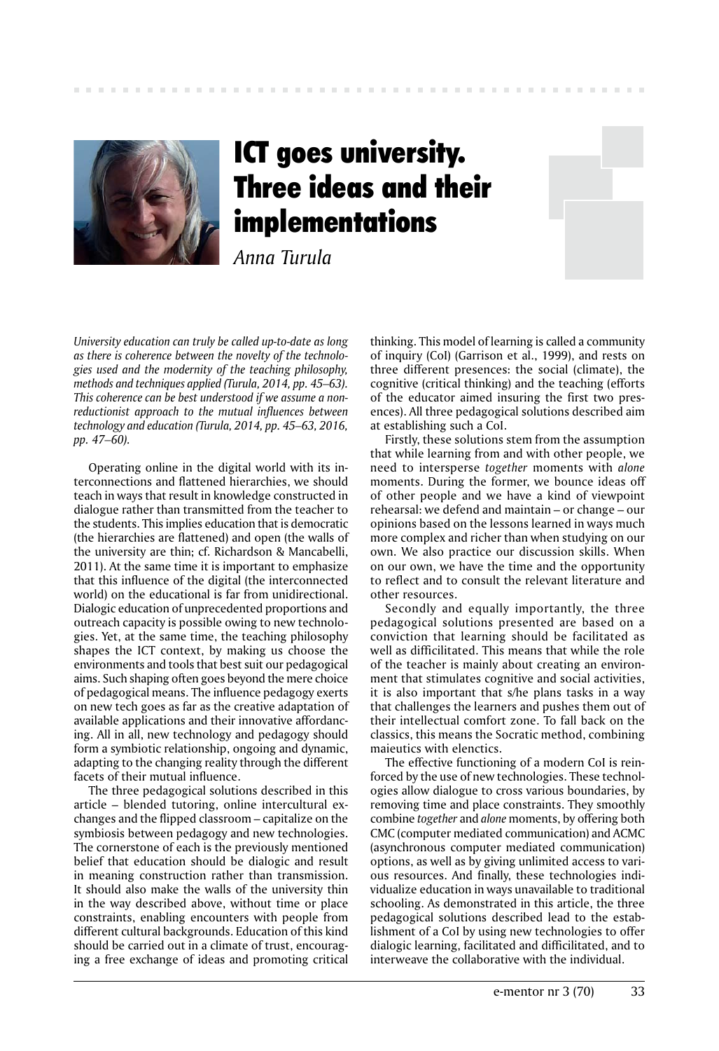# ICT goes university. Three ideas and their implementations

*Anna Turula*

*University education can truly be called up-to-date as long as there is coherence between the novelty of the technologies used and the modernity of the teaching philosophy, methods and techniques applied (Turula, 2014, pp. 45–63). This coherence can be best understood if we assume a non-reductionist approach to the mutual influences between technology and education (Turula, 2014, pp. 45–63, 2016, pp. 47–60).*

Operating online in the digital world with its interconnections and flattened hierarchies, we should teach in ways that result in knowledge constructed in dialogue rather than transmitted from the teacher to the students. This implies education that is democratic (the hierarchies are flattened) and open (the walls of the university are thin; cf. Richardson & Mancabelli, 2011). At the same time it is important to emphasize that this influence of the digital (the interconnected world) on the educational is far from unidirectional. Dialogic education of unprecedented proportions and outreach capacity is possible owing to new technologies. Yet, at the same time, the teaching philosophy shapes the ICT context, by making us choose the environments and tools that best suit our pedagogical aims. Such shaping often goes beyond the mere choice of pedagogical means. The influence pedagogy exerts on new tech goes as far as the creative adaptation of available applications and their innovative affordancing. All in all, new technology and pedagogy should form a symbiotic relationship, ongoing and dynamic, adapting to the changing reality through the different facets of their mutual influence.

The three pedagogical solutions described in this article – blended tutoring, online intercultural exchanges and the flipped classroom – capitalize on the symbiosis between pedagogy and new technologies. The cornerstone of each is the previously mentioned belief that education should be dialogic and result in meaning construction rather than transmission. It should also make the walls of the university thin in the way described above, without time or place constraints, enabling encounters with people from different cultural backgrounds. Education of this kind should be carried out in a climate of trust, encouraging a free exchange of ideas and promoting critical thinking. This model of learning is called a community of inquiry (CoI) (Garrison et al., 1999), and rests on three different presences: the social (climate), the cognitive (critical thinking) and the teaching (efforts of the educator aimed insuring the first two presences). All three pedagogical solutions described aim at establishing such a CoI.

Firstly, these solutions stem from the assumption that while learning from and with other people, we need to intersperse *together* moments with *alone* moments. During the former, we bounce ideas off of other people and we have a kind of viewpoint rehearsal: we defend and maintain – or change – our opinions based on the lessons learned in ways much more complex and richer than when studying on our own. We also practice our discussion skills. When on our own, we have the time and the opportunity to reflect and to consult the relevant literature and other resources.

Secondly and equally importantly, the three pedagogical solutions presented are based on a conviction that learning should be facilitated as well as difficilitated. This means that while the role of the teacher is mainly about creating an environment that stimulates cognitive and social activities, it is also important that s/he plans tasks in a way that challenges the learners and pushes them out of their intellectual comfort zone. To fall back on the classics, this means the Socratic method, combining maieutics with elenctics.

The effective functioning of a modern CoI is reinforced by the use of new technologies. These technologies allow dialogue to cross various boundaries, by removing time and place constraints. They smoothly combine *together* and *alone* moments, by offering both CMC (computer mediated communication) and ACMC (asynchronous computer mediated communication) options, as well as by giving unlimited access to various resources. And finally, these technologies individualize education in ways unavailable to traditional schooling. As demonstrated in this article, the three pedagogical solutions described lead to the establishment of a CoI by using new technologies to offer dialogic learning, facilitated and difficilitated, and to interweave the collaborative with the individual.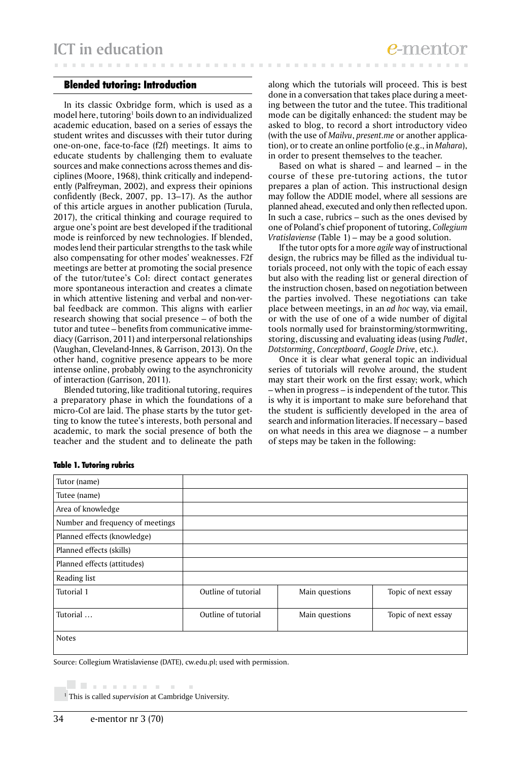## Blended tutoring: Introduction

In its classic Oxbridge form, which is used as a model here, tutoring[1] boils down to an individualized academic education, based on a series of essays the student writes and discusses with their tutor during one-on-one, face-to-face (f2f) meetings. It aims to educate students by challenging them to evaluate sources and make connections across themes and disciplines (Moore, 1968), think critically and independently (Palfreyman, 2002), and express their opinions confidently (Beck, 2007, pp. 13–17). As the author of this article argues in another publication (Turula, 2017), the critical thinking and courage required to argue one's point are best developed if the traditional mode is reinforced by new technologies. If blended, modes lend their particular strengths to the task while also compensating for other modes' weaknesses. F2f meetings are better at promoting the social presence of the tutor/tutee's CoI: direct contact generates more spontaneous interaction and creates a climate in which attentive listening and verbal and non-verbal feedback are common. This aligns with earlier research showing that social presence – of both the tutor and tutee – benefits from communicative immediacy (Garrison, 2011) and interpersonal relationships (Vaughan, Cleveland-Innes, & Garrison, 2013). On the other hand, cognitive presence appears to be more intense online, probably owing to the asynchronicity of interaction (Garrison, 2011).

Blended tutoring, like traditional tutoring, requires a preparatory phase in which the foundations of a micro-CoI are laid. The phase starts by the tutor getting to know the tutee's interests, both personal and academic, to mark the social presence of both the teacher and the student and to delineate the path along which the tutorials will proceed. This is best done in a conversation that takes place during a meeting between the tutor and the tutee. This traditional mode can be digitally enhanced: the student may be asked to blog, to record a short introductory video (with the use of *Mailvu*, *present.me* or another application), or to create an online portfolio (e.g., in *Mahara*), in order to present themselves to the teacher.

Based on what is shared – and learned – in the course of these pre-tutoring actions, the tutor prepares a plan of action. This instructional design may follow the ADDIE model, where all sessions are planned ahead, executed and only then reflected upon. In such a case, rubrics – such as the ones devised by one of Poland's chief proponent of tutoring, *Collegium Vratislaviense* (Table 1) – may be a good solution.

If the tutor opts for a more *agile* way of instructional design, the rubrics may be filled as the individual tutorials proceed, not only with the topic of each essay but also with the reading list or general direction of the instruction chosen, based on negotiation between the parties involved. These negotiations can take place between meetings, in an *ad hoc* way, via email, or with the use of one of a wide number of digital tools normally used for brainstorming/stormwriting, storing, discussing and evaluating ideas (using *Padlet*, *Dotstorming*, *Conceptboard*, *Google Drive*, etc.).

Once it is clear what general topic an individual series of tutorials will revolve around, the student may start their work on the first essay; work, which – when in progress – is independent of the tutor. This is why it is important to make sure beforehand that the student is sufficiently developed in the area of search and information literacies. If necessary – based on what needs in this area we diagnose – a number of steps may be taken in the following:

**Table 1. Tutoring rubrics**

| | | | |
|---|---|---|---|
| Tutor (name) | | | |
| Tutee (name) | | | |
| Area of knowledge | | | |
| Number and frequency of meetings | | | |
| Planned effects (knowledge) | | | |
| Planned effects (skills) | | | |
| Planned effects (attitudes) | | | |
| Reading list | | | |
| Tutorial 1 | Outline of tutorial | Main questions | Topic of next essay |
| Tutorial … | Outline of tutorial | Main questions | Topic of next essay |
| Notes | | | |

Source: Collegium Wratislaviense (DATE), cw.edu.pl; used with permission.

[1] This is called *supervision* at Cambridge University.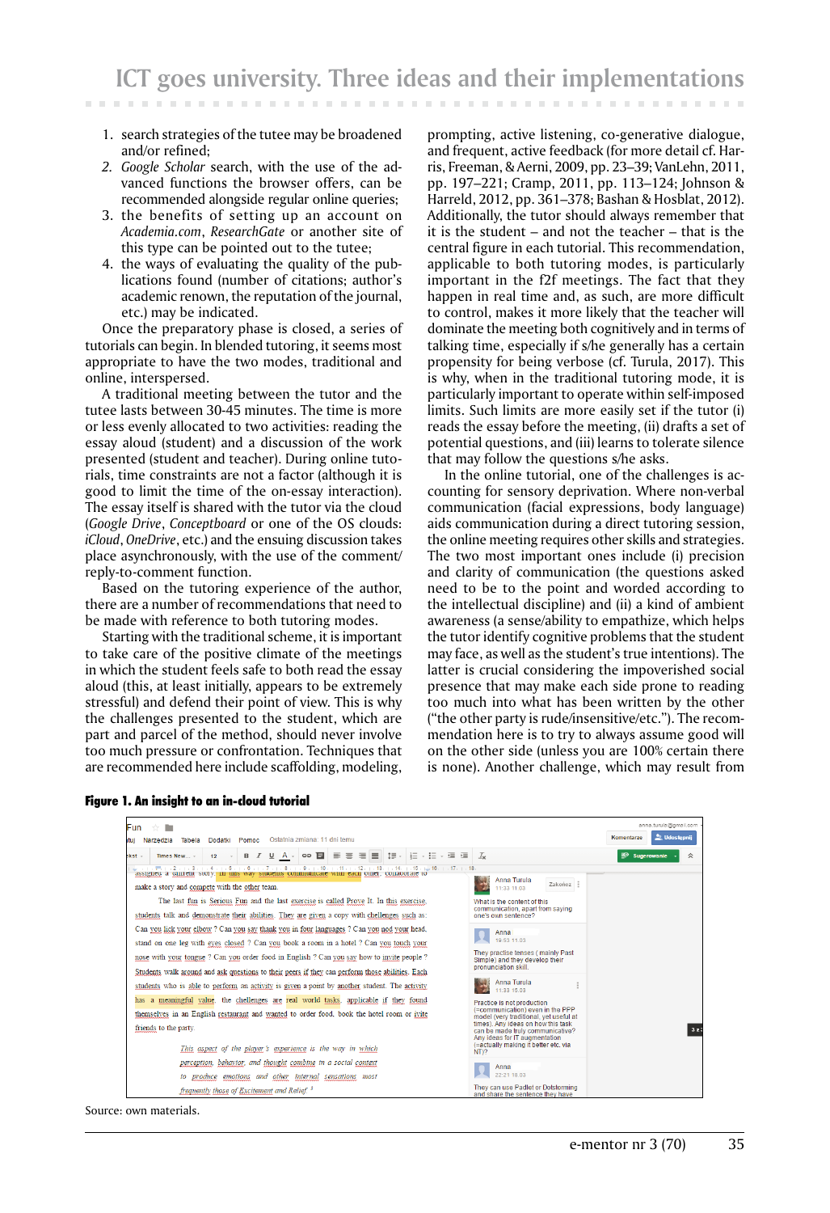1. search strategies of the tutee may be broadened and/or refined;
2. *Google Scholar* search, with the use of the advanced functions the browser offers, can be recommended alongside regular online queries;
3. the benefits of setting up an account on *Academia.com*, *ResearchGate* or another site of this type can be pointed out to the tutee;
4. the ways of evaluating the quality of the publications found (number of citations; author's academic renown, the reputation of the journal, etc.) may be indicated.

Once the preparatory phase is closed, a series of tutorials can begin. In blended tutoring, it seems most appropriate to have the two modes, traditional and online, interspersed.

A traditional meeting between the tutor and the tutee lasts between 30-45 minutes. The time is more or less evenly allocated to two activities: reading the essay aloud (student) and a discussion of the work presented (student and teacher). During online tutorials, time constraints are not a factor (although it is good to limit the time of the on-essay interaction). The essay itself is shared with the tutor via the cloud (*Google Drive*, *Conceptboard* or one of the OS clouds: *iCloud*, *OneDrive*, etc.) and the ensuing discussion takes place asynchronously, with the use of the comment/reply-to-comment function.

Based on the tutoring experience of the author, there are a number of recommendations that need to be made with reference to both tutoring modes.

Starting with the traditional scheme, it is important to take care of the positive climate of the meetings in which the student feels safe to both read the essay aloud (this, at least initially, appears to be extremely stressful) and defend their point of view. This is why the challenges presented to the student, which are part and parcel of the method, should never involve too much pressure or confrontation. Techniques that are recommended here include scaffolding, modeling, prompting, active listening, co-generative dialogue, and frequent, active feedback (for more detail cf. Harris, Freeman, & Aerni, 2009, pp. 23–39; VanLehn, 2011, pp. 197–221; Cramp, 2011, pp. 113–124; Johnson & Harreld, 2012, pp. 361–378; Bashan & Hosblat, 2012). Additionally, the tutor should always remember that it is the student – and not the teacher – that is the central figure in each tutorial. This recommendation, applicable to both tutoring modes, is particularly important in the f2f meetings. The fact that they happen in real time and, as such, are more difficult to control, makes it more likely that the teacher will dominate the meeting both cognitively and in terms of talking time, especially if s/he generally has a certain propensity for being verbose (cf. Turula, 2017). This is why, when in the traditional tutoring mode, it is particularly important to operate within self-imposed limits. Such limits are more easily set if the tutor (i) reads the essay before the meeting, (ii) drafts a set of potential questions, and (iii) learns to tolerate silence that may follow the questions s/he asks.

In the online tutorial, one of the challenges is accounting for sensory deprivation. Where non-verbal communication (facial expressions, body language) aids communication during a direct tutoring session, the online meeting requires other skills and strategies. The two most important ones include (i) precision and clarity of communication (the questions asked need to be to the point and worded according to the intellectual discipline) and (ii) a kind of ambient awareness (a sense/ability to empathize, which helps the tutor identify cognitive problems that the student may face, as well as the student's true intentions). The latter is crucial considering the impoverished social presence that may make each side prone to reading too much into what has been written by the other ("the other party is rude/insensitive/etc."). The recommendation here is to try to always assume good will on the other side (unless you are 100% certain there is none). Another challenge, which may result from

**Figure 1. An insight to an in-cloud tutorial**

Source: own materials.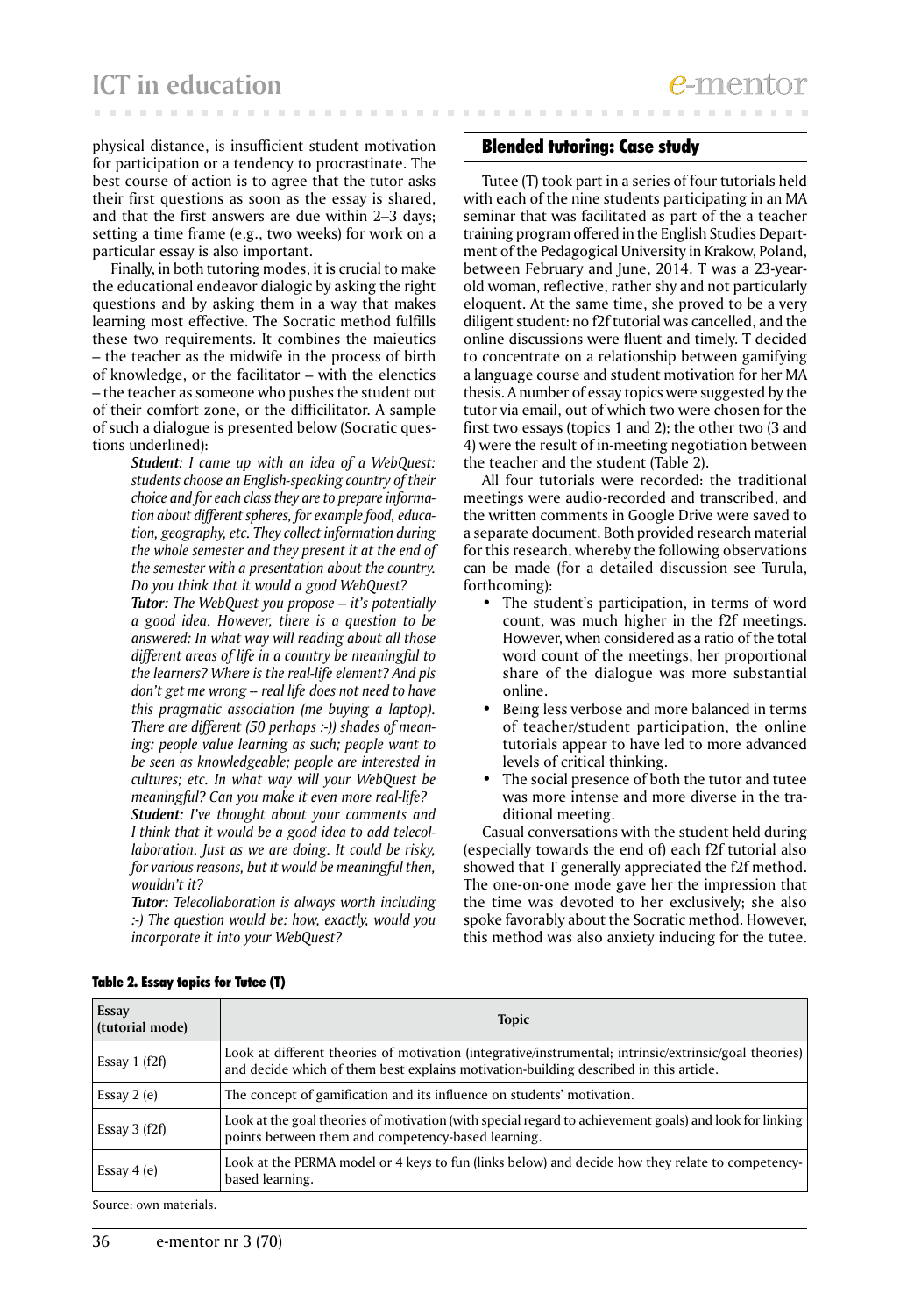physical distance, is insufficient student motivation for participation or a tendency to procrastinate. The best course of action is to agree that the tutor asks their first questions as soon as the essay is shared, and that the first answers are due within 2–3 days; setting a time frame (e.g., two weeks) for work on a particular essay is also important.

Finally, in both tutoring modes, it is crucial to make the educational endeavor dialogic by asking the right questions and by asking them in a way that makes learning most effective. The Socratic method fulfills these two requirements. It combines the maieutics – the teacher as the midwife in the process of birth of knowledge, or the facilitator – with the elenctics – the teacher as someone who pushes the student out of their comfort zone, or the difficilitator. A sample of such a dialogue is presented below (Socratic questions underlined):

> ***Student:*** *I came up with an idea of a WebQuest: students choose an English-speaking country of their choice and for each class they are to prepare information about different spheres, for example food, education, geography, etc. They collect information during the whole semester and they present it at the end of the semester with a presentation about the country. Do you think that it would a good WebQuest?*
>
> ***Tutor:*** *The WebQuest you propose – it's potentially a good idea. However, there is a question to be answered: In what way will reading about all those different areas of life in a country be meaningful to the learners? Where is the real-life element? And pls don't get me wrong – real life does not need to have this pragmatic association (me buying a laptop). There are different (50 perhaps :-)) shades of meaning: people value learning as such; people want to be seen as knowledgeable; people are interested in cultures; etc. In what way will your WebQuest be meaningful? Can you make it even more real-life?*
>
> ***Student:*** *I've thought about your comments and I think that it would be a good idea to add telecollaboration. Just as we are doing. It could be risky, for various reasons, but it would be meaningful then, wouldn't it?*
>
> ***Tutor:*** *Telecollaboration is always worth including :-) The question would be: how, exactly, would you incorporate it into your WebQuest?*

## Blended tutoring: Case study

Tutee (T) took part in a series of four tutorials held with each of the nine students participating in an MA seminar that was facilitated as part of the a teacher training program offered in the English Studies Department of the Pedagogical University in Krakow, Poland, between February and June, 2014. T was a 23-year-old woman, reflective, rather shy and not particularly eloquent. At the same time, she proved to be a very diligent student: no f2f tutorial was cancelled, and the online discussions were fluent and timely. T decided to concentrate on a relationship between gamifying a language course and student motivation for her MA thesis. A number of essay topics were suggested by the tutor via email, out of which two were chosen for the first two essays (topics 1 and 2); the other two (3 and 4) were the result of in-meeting negotiation between the teacher and the student (Table 2).

All four tutorials were recorded: the traditional meetings were audio-recorded and transcribed, and the written comments in Google Drive were saved to a separate document. Both provided research material for this research, whereby the following observations can be made (for a detailed discussion see Turula, forthcoming):

- The student's participation, in terms of word count, was much higher in the f2f meetings. However, when considered as a ratio of the total word count of the meetings, her proportional share of the dialogue was more substantial online.
- Being less verbose and more balanced in terms of teacher/student participation, the online tutorials appear to have led to more advanced levels of critical thinking.
- The social presence of both the tutor and tutee was more intense and more diverse in the traditional meeting.

Casual conversations with the student held during (especially towards the end of) each f2f tutorial also showed that T generally appreciated the f2f method. The one-on-one mode gave her the impression that the time was devoted to her exclusively; she also spoke favorably about the Socratic method. However, this method was also anxiety inducing for the tutee.

**Table 2. Essay topics for Tutee (T)**

| Essay (tutorial mode) | Topic |
|---|---|
| Essay 1 (f2f) | Look at different theories of motivation (integrative/instrumental; intrinsic/extrinsic/goal theories) and decide which of them best explains motivation-building described in this article. |
| Essay 2 (e) | The concept of gamification and its influence on students' motivation. |
| Essay 3 (f2f) | Look at the goal theories of motivation (with special regard to achievement goals) and look for linking points between them and competency-based learning. |
| Essay 4 (e) | Look at the PERMA model or 4 keys to fun (links below) and decide how they relate to competency-based learning. |

Source: own materials.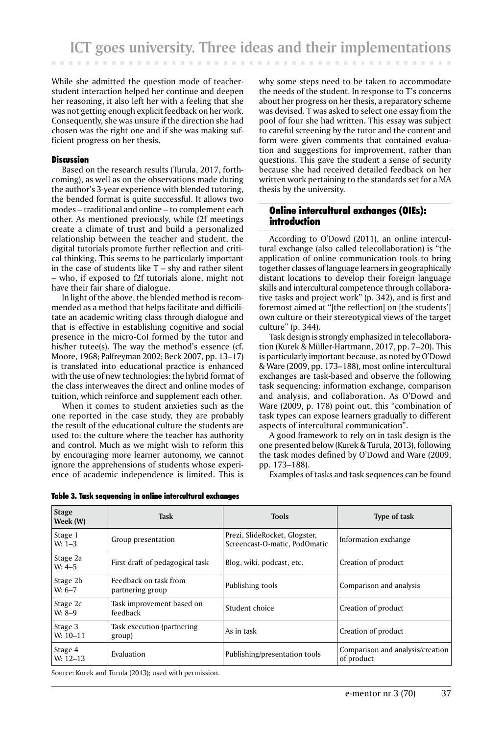While she admitted the question mode of teacher-student interaction helped her continue and deepen her reasoning, it also left her with a feeling that she was not getting enough explicit feedback on her work. Consequently, she was unsure if the direction she had chosen was the right one and if she was making sufficient progress on her thesis.

#### Discussion

Based on the research results (Turula, 2017, forthcoming), as well as on the observations made during the author's 3-year experience with blended tutoring, the bended format is quite successful. It allows two modes – traditional and online – to complement each other. As mentioned previously, while f2f meetings create a climate of trust and build a personalized relationship between the teacher and student, the digital tutorials promote further reflection and critical thinking. This seems to be particularly important in the case of students like T – shy and rather silent – who, if exposed to f2f tutorials alone, might not have their fair share of dialogue.

In light of the above, the blended method is recommended as a method that helps facilitate and difficilitate an academic writing class through dialogue and that is effective in establishing cognitive and social presence in the micro-CoI formed by the tutor and his/her tutee(s). The way the method's essence (cf. Moore, 1968; Palfreyman 2002; Beck 2007, pp. 13–17) is translated into educational practice is enhanced with the use of new technologies: the hybrid format of the class interweaves the direct and online modes of tuition, which reinforce and supplement each other.

When it comes to student anxieties such as the one reported in the case study, they are probably the result of the educational culture the students are used to: the culture where the teacher has authority and control. Much as we might wish to reform this by encouraging more learner autonomy, we cannot ignore the apprehensions of students whose experience of academic independence is limited. This is why some steps need to be taken to accommodate the needs of the student. In response to T's concerns about her progress on her thesis, a reparatory scheme was devised. T was asked to select one essay from the pool of four she had written. This essay was subject to careful screening by the tutor and the content and form were given comments that contained evaluation and suggestions for improvement, rather than questions. This gave the student a sense of security because she had received detailed feedback on her written work pertaining to the standards set for a MA thesis by the university.

### Online intercultural exchanges (OIEs): introduction

According to O'Dowd (2011), an online intercultural exchange (also called telecollaboration) is "the application of online communication tools to bring together classes of language learners in geographically distant locations to develop their foreign language skills and intercultural competence through collaborative tasks and project work" (p. 342), and is first and foremost aimed at "[the reflection] on [the students'] own culture or their stereotypical views of the target culture" (p. 344).

Task design is strongly emphasized in telecollaboration (Kurek & Müller-Hartmann, 2017, pp. 7–20). This is particularly important because, as noted by O'Dowd & Ware (2009, pp. 173–188), most online intercultural exchanges are task-based and observe the following task sequencing: information exchange, comparison and analysis, and collaboration. As O'Dowd and Ware (2009, p. 178) point out, this "combination of task types can expose learners gradually to different aspects of intercultural communication".

A good framework to rely on in task design is the one presented below (Kurek & Turula, 2013), following the task modes defined by O'Dowd and Ware (2009, pp. 173–188).

Examples of tasks and task sequences can be found

**Table 3. Task sequencing in online intercultural exchanges**

| Stage Week (W) | Task | Tools | Type of task |
|---|---|---|---|
| Stage 1 W: 1–3 | Group presentation | Prezi, SlideRocket, Glogster, Screencast-O-matic, PodOmatic | Information exchange |
| Stage 2a W: 4–5 | First draft of pedagogical task | Blog, wiki, podcast, etc. | Creation of product |
| Stage 2b W: 6–7 | Feedback on task from partnering group | Publishing tools | Comparison and analysis |
| Stage 2c W: 8–9 | Task improvement based on feedback | Student choice | Creation of product |
| Stage 3 W: 10–11 | Task execution (partnering group) | As in task | Creation of product |
| Stage 4 W: 12–13 | Evaluation | Publishing/presentation tools | Comparison and analysis/creation of product |

Source: Kurek and Turula (2013); used with permission.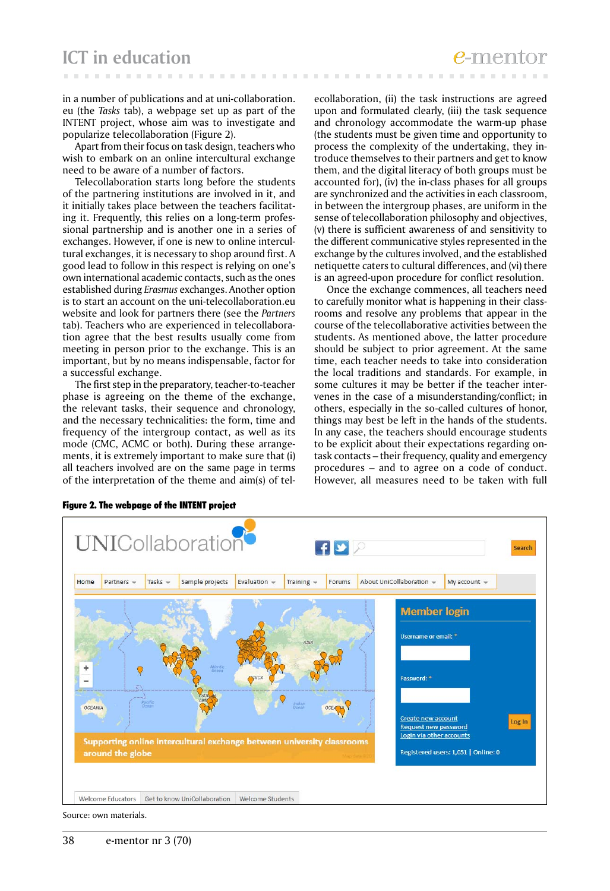in a number of publications and at uni-collaboration.eu (the *Tasks* tab), a webpage set up as part of the INTENT project, whose aim was to investigate and popularize telecollaboration (Figure 2).

Apart from their focus on task design, teachers who wish to embark on an online intercultural exchange need to be aware of a number of factors.

Telecollaboration starts long before the students of the partnering institutions are involved in it, and it initially takes place between the teachers facilitating it. Frequently, this relies on a long-term professional partnership and is another one in a series of exchanges. However, if one is new to online intercultural exchanges, it is necessary to shop around first. A good lead to follow in this respect is relying on one's own international academic contacts, such as the ones established during *Erasmus* exchanges. Another option is to start an account on the uni-telecollaboration.eu website and look for partners there (see the *Partners* tab). Teachers who are experienced in telecollaboration agree that the best results usually come from meeting in person prior to the exchange. This is an important, but by no means indispensable, factor for a successful exchange.

The first step in the preparatory, teacher-to-teacher phase is agreeing on the theme of the exchange, the relevant tasks, their sequence and chronology, and the necessary technicalities: the form, time and frequency of the intergroup contact, as well as its mode (CMC, ACMC or both). During these arrangements, it is extremely important to make sure that (i) all teachers involved are on the same page in terms of the interpretation of the theme and aim(s) of telecollaboration, (ii) the task instructions are agreed upon and formulated clearly, (iii) the task sequence and chronology accommodate the warm-up phase (the students must be given time and opportunity to process the complexity of the undertaking, they introduce themselves to their partners and get to know them, and the digital literacy of both groups must be accounted for), (iv) the in-class phases for all groups are synchronized and the activities in each classroom, in between the intergroup phases, are uniform in the sense of telecollaboration philosophy and objectives, (v) there is sufficient awareness of and sensitivity to the different communicative styles represented in the exchange by the cultures involved, and the established netiquette caters to cultural differences, and (vi) there is an agreed-upon procedure for conflict resolution.

Once the exchange commences, all teachers need to carefully monitor what is happening in their classrooms and resolve any problems that appear in the course of the telecollaborative activities between the students. As mentioned above, the latter procedure should be subject to prior agreement. At the same time, each teacher needs to take into consideration the local traditions and standards. For example, in some cultures it may be better if the teacher intervenes in the case of a misunderstanding/conflict; in others, especially in the so-called cultures of honor, things may best be left in the hands of the students. In any case, the teachers should encourage students to be explicit about their expectations regarding on-task contacts – their frequency, quality and emergency procedures – and to agree on a code of conduct. However, all measures need to be taken with full

**Figure 2. The webpage of the INTENT project**

Source: own materials.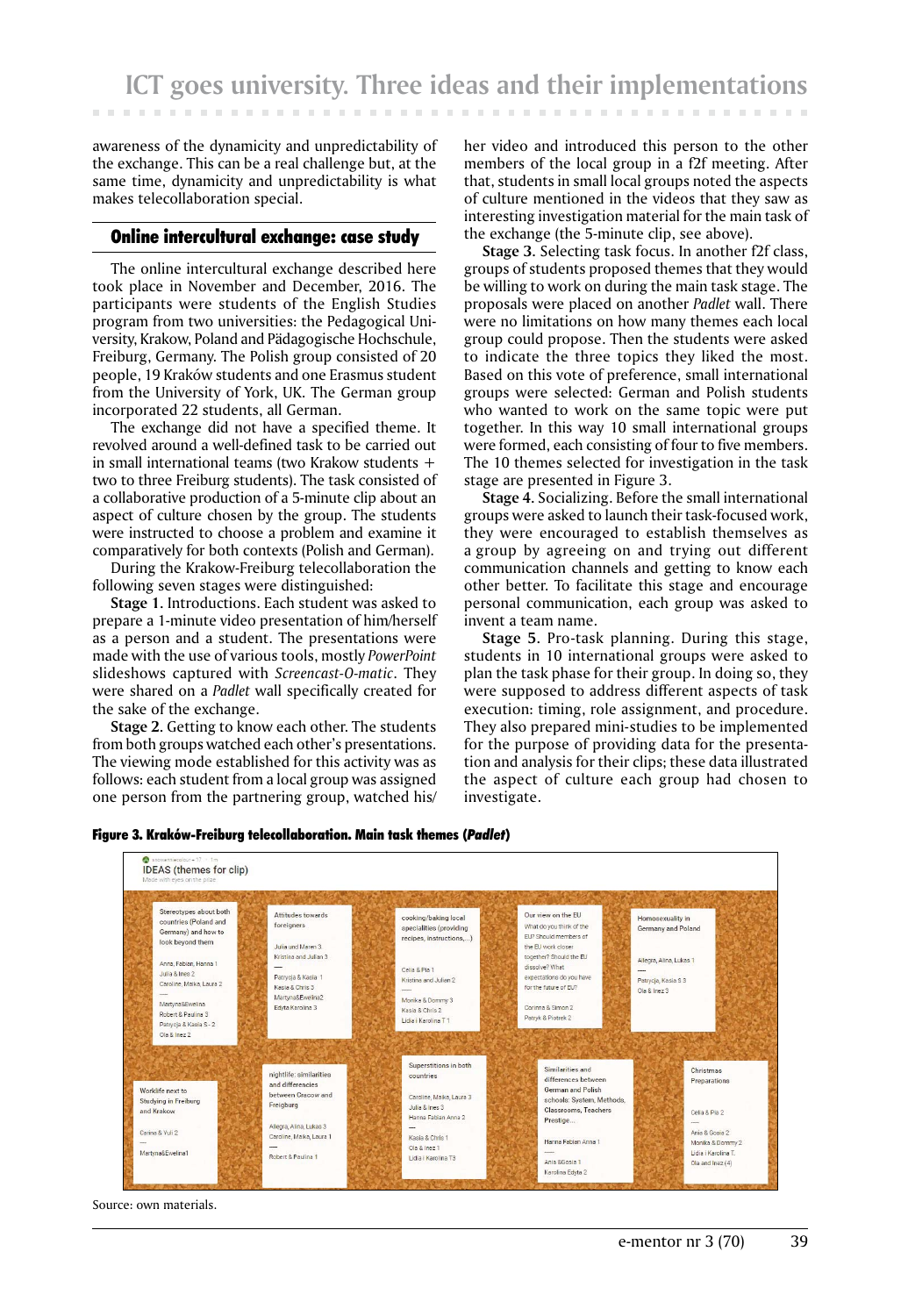awareness of the dynamicity and unpredictability of the exchange. This can be a real challenge but, at the same time, dynamicity and unpredictability is what makes telecollaboration special.

## Online intercultural exchange: case study

The online intercultural exchange described here took place in November and December, 2016. The participants were students of the English Studies program from two universities: the Pedagogical University, Krakow, Poland and Pädagogische Hochschule, Freiburg, Germany. The Polish group consisted of 20 people, 19 Kraków students and one Erasmus student from the University of York, UK. The German group incorporated 22 students, all German.

The exchange did not have a specified theme. It revolved around a well-defined task to be carried out in small international teams (two Krakow students + two to three Freiburg students). The task consisted of a collaborative production of a 5-minute clip about an aspect of culture chosen by the group. The students were instructed to choose a problem and examine it comparatively for both contexts (Polish and German).

During the Krakow-Freiburg telecollaboration the following seven stages were distinguished:

**Stage 1.** Introductions. Each student was asked to prepare a 1-minute video presentation of him/herself as a person and a student. The presentations were made with the use of various tools, mostly *PowerPoint* slideshows captured with *Screencast-O-matic*. They were shared on a *Padlet* wall specifically created for the sake of the exchange.

**Stage 2.** Getting to know each other. The students from both groups watched each other's presentations. The viewing mode established for this activity was as follows: each student from a local group was assigned one person from the partnering group, watched his/her video and introduced this person to the other members of the local group in a f2f meeting. After that, students in small local groups noted the aspects of culture mentioned in the videos that they saw as interesting investigation material for the main task of the exchange (the 5-minute clip, see above).

**Stage 3.** Selecting task focus. In another f2f class, groups of students proposed themes that they would be willing to work on during the main task stage. The proposals were placed on another *Padlet* wall. There were no limitations on how many themes each local group could propose. Then the students were asked to indicate the three topics they liked the most. Based on this vote of preference, small international groups were selected: German and Polish students who wanted to work on the same topic were put together. In this way 10 small international groups were formed, each consisting of four to five members. The 10 themes selected for investigation in the task stage are presented in Figure 3.

**Stage 4.** Socializing. Before the small international groups were asked to launch their task-focused work, they were encouraged to establish themselves as a group by agreeing on and trying out different communication channels and getting to know each other better. To facilitate this stage and encourage personal communication, each group was asked to invent a team name.

**Stage 5.** Pro-task planning. During this stage, students in 10 international groups were asked to plan the task phase for their group. In doing so, they were supposed to address different aspects of task execution: timing, role assignment, and procedure. They also prepared mini-studies to be implemented for the purpose of providing data for the presentation and analysis for their clips; these data illustrated the aspect of culture each group had chosen to investigate.

**Figure 3. Kraków-Freiburg telecollaboration. Main task themes (*Padlet*)**

Source: own materials.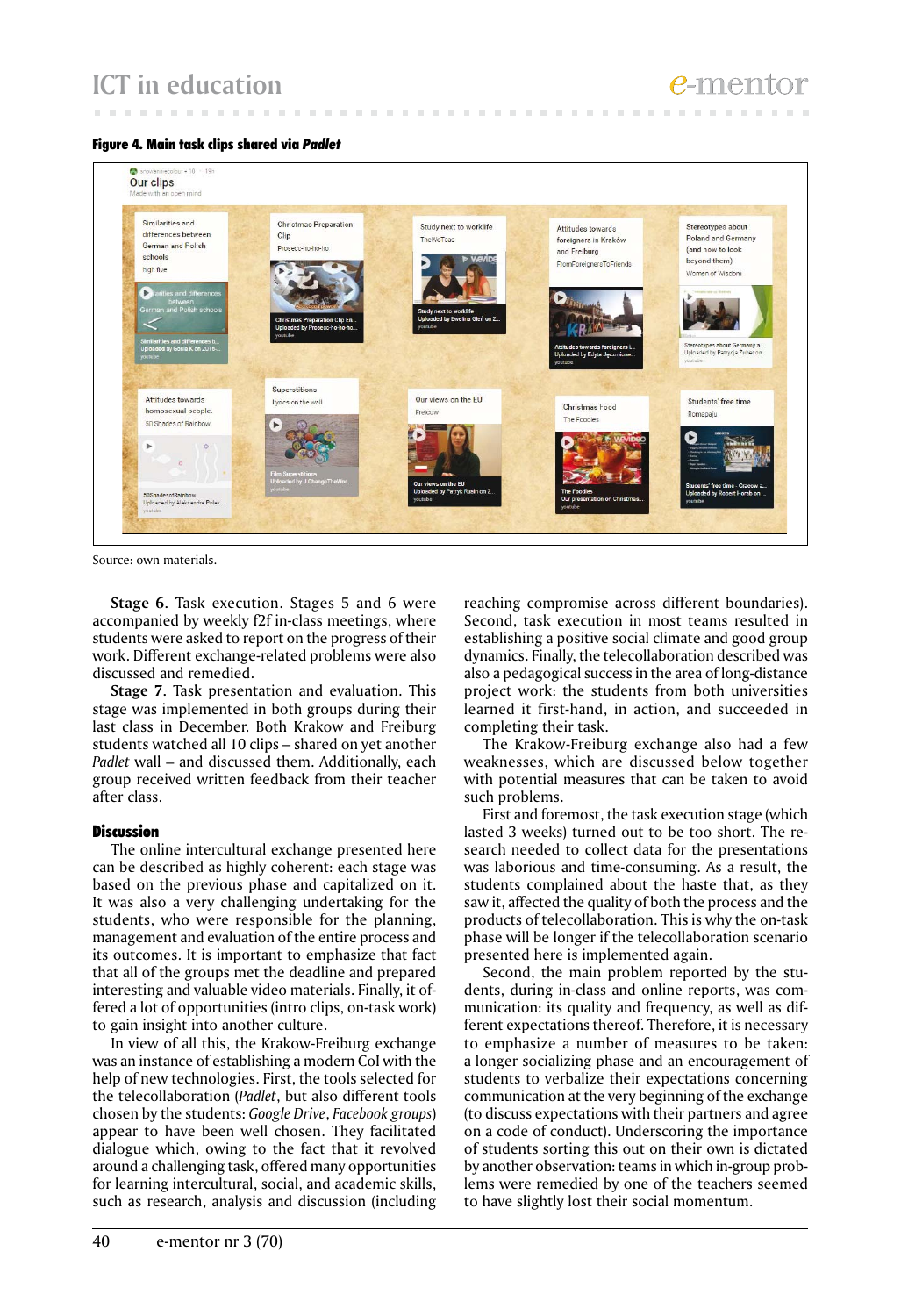**Figure 4. Main task clips shared via *Padlet***

Source: own materials.

**Stage 6.** Task execution. Stages 5 and 6 were accompanied by weekly f2f in-class meetings, where students were asked to report on the progress of their work. Different exchange-related problems were also discussed and remedied.

**Stage 7.** Task presentation and evaluation. This stage was implemented in both groups during their last class in December. Both Krakow and Freiburg students watched all 10 clips – shared on yet another *Padlet* wall – and discussed them. Additionally, each group received written feedback from their teacher after class.

## Discussion

The online intercultural exchange presented here can be described as highly coherent: each stage was based on the previous phase and capitalized on it. It was also a very challenging undertaking for the students, who were responsible for the planning, management and evaluation of the entire process and its outcomes. It is important to emphasize that fact that all of the groups met the deadline and prepared interesting and valuable video materials. Finally, it offered a lot of opportunities (intro clips, on-task work) to gain insight into another culture.

In view of all this, the Krakow-Freiburg exchange was an instance of establishing a modern CoI with the help of new technologies. First, the tools selected for the telecollaboration (*Padlet*, but also different tools chosen by the students: *Google Drive*, *Facebook groups*) appear to have been well chosen. They facilitated dialogue which, owing to the fact that it revolved around a challenging task, offered many opportunities for learning intercultural, social, and academic skills, such as research, analysis and discussion (including reaching compromise across different boundaries). Second, task execution in most teams resulted in establishing a positive social climate and good group dynamics. Finally, the telecollaboration described was also a pedagogical success in the area of long-distance project work: the students from both universities learned it first-hand, in action, and succeeded in completing their task.

The Krakow-Freiburg exchange also had a few weaknesses, which are discussed below together with potential measures that can be taken to avoid such problems.

First and foremost, the task execution stage (which lasted 3 weeks) turned out to be too short. The research needed to collect data for the presentations was laborious and time-consuming. As a result, the students complained about the haste that, as they saw it, affected the quality of both the process and the products of telecollaboration. This is why the on-task phase will be longer if the telecollaboration scenario presented here is implemented again.

Second, the main problem reported by the students, during in-class and online reports, was communication: its quality and frequency, as well as different expectations thereof. Therefore, it is necessary to emphasize a number of measures to be taken: a longer socializing phase and an encouragement of students to verbalize their expectations concerning communication at the very beginning of the exchange (to discuss expectations with their partners and agree on a code of conduct). Underscoring the importance of students sorting this out on their own is dictated by another observation: teams in which in-group problems were remedied by one of the teachers seemed to have slightly lost their social momentum.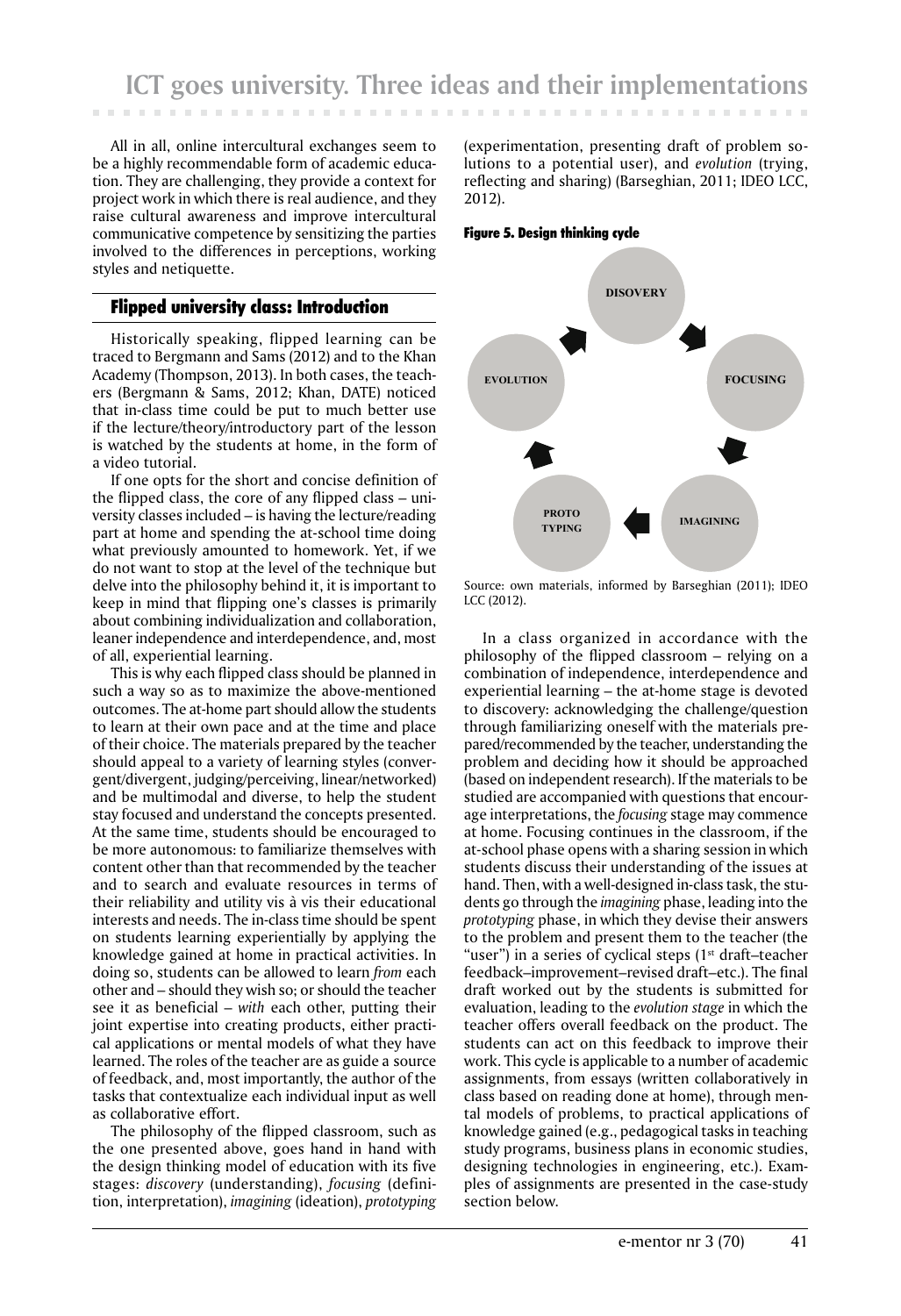All in all, online intercultural exchanges seem to be a highly recommendable form of academic education. They are challenging, they provide a context for project work in which there is real audience, and they raise cultural awareness and improve intercultural communicative competence by sensitizing the parties involved to the differences in perceptions, working styles and netiquette.

## Flipped university class: Introduction

Historically speaking, flipped learning can be traced to Bergmann and Sams (2012) and to the Khan Academy (Thompson, 2013). In both cases, the teachers (Bergmann & Sams, 2012; Khan, DATE) noticed that in-class time could be put to much better use if the lecture/theory/introductory part of the lesson is watched by the students at home, in the form of a video tutorial.

If one opts for the short and concise definition of the flipped class, the core of any flipped class – university classes included – is having the lecture/reading part at home and spending the at-school time doing what previously amounted to homework. Yet, if we do not want to stop at the level of the technique but delve into the philosophy behind it, it is important to keep in mind that flipping one's classes is primarily about combining individualization and collaboration, leaner independence and interdependence, and, most of all, experiential learning.

This is why each flipped class should be planned in such a way so as to maximize the above-mentioned outcomes. The at-home part should allow the students to learn at their own pace and at the time and place of their choice. The materials prepared by the teacher should appeal to a variety of learning styles (convergent/divergent, judging/perceiving, linear/networked) and be multimodal and diverse, to help the student stay focused and understand the concepts presented. At the same time, students should be encouraged to be more autonomous: to familiarize themselves with content other than that recommended by the teacher and to search and evaluate resources in terms of their reliability and utility vis à vis their educational interests and needs. The in-class time should be spent on students learning experientially by applying the knowledge gained at home in practical activities. In doing so, students can be allowed to learn *from* each other and – should they wish so; or should the teacher see it as beneficial – *with* each other, putting their joint expertise into creating products, either practical applications or mental models of what they have learned. The roles of the teacher are as guide a source of feedback, and, most importantly, the author of the tasks that contextualize each individual input as well as collaborative effort.

The philosophy of the flipped classroom, such as the one presented above, goes hand in hand with the design thinking model of education with its five stages: *discovery* (understanding), *focusing* (definition, interpretation), *imagining* (ideation), *prototyping* (experimentation, presenting draft of problem solutions to a potential user), and *evolution* (trying, reflecting and sharing) (Barseghian, 2011; IDEO LCC, 2012).

**Figure 5. Design thinking cycle**

DISCOVERY → FOCUSING → IMAGINING → PROTOTYPING → EVOLUTION → DISCOVERY

Source: own materials, informed by Barseghian (2011); IDEO LCC (2012).

In a class organized in accordance with the philosophy of the flipped classroom – relying on a combination of independence, interdependence and experiential learning – the at-home stage is devoted to discovery: acknowledging the challenge/question through familiarizing oneself with the materials prepared/recommended by the teacher, understanding the problem and deciding how it should be approached (based on independent research). If the materials to be studied are accompanied with questions that encourage interpretations, the *focusing* stage may commence at home. Focusing continues in the classroom, if the at-school phase opens with a sharing session in which students discuss their understanding of the issues at hand. Then, with a well-designed in-class task, the students go through the *imagining* phase, leading into the *prototyping* phase, in which they devise their answers to the problem and present them to the teacher (the "user") in a series of cyclical steps (1st draft–teacher feedback–improvement–revised draft–etc.). The final draft worked out by the students is submitted for evaluation, leading to the *evolution stage* in which the teacher offers overall feedback on the product. The students can act on this feedback to improve their work. This cycle is applicable to a number of academic assignments, from essays (written collaboratively in class based on reading done at home), through mental models of problems, to practical applications of knowledge gained (e.g., pedagogical tasks in teaching study programs, business plans in economic studies, designing technologies in engineering, etc.). Examples of assignments are presented in the case-study section below.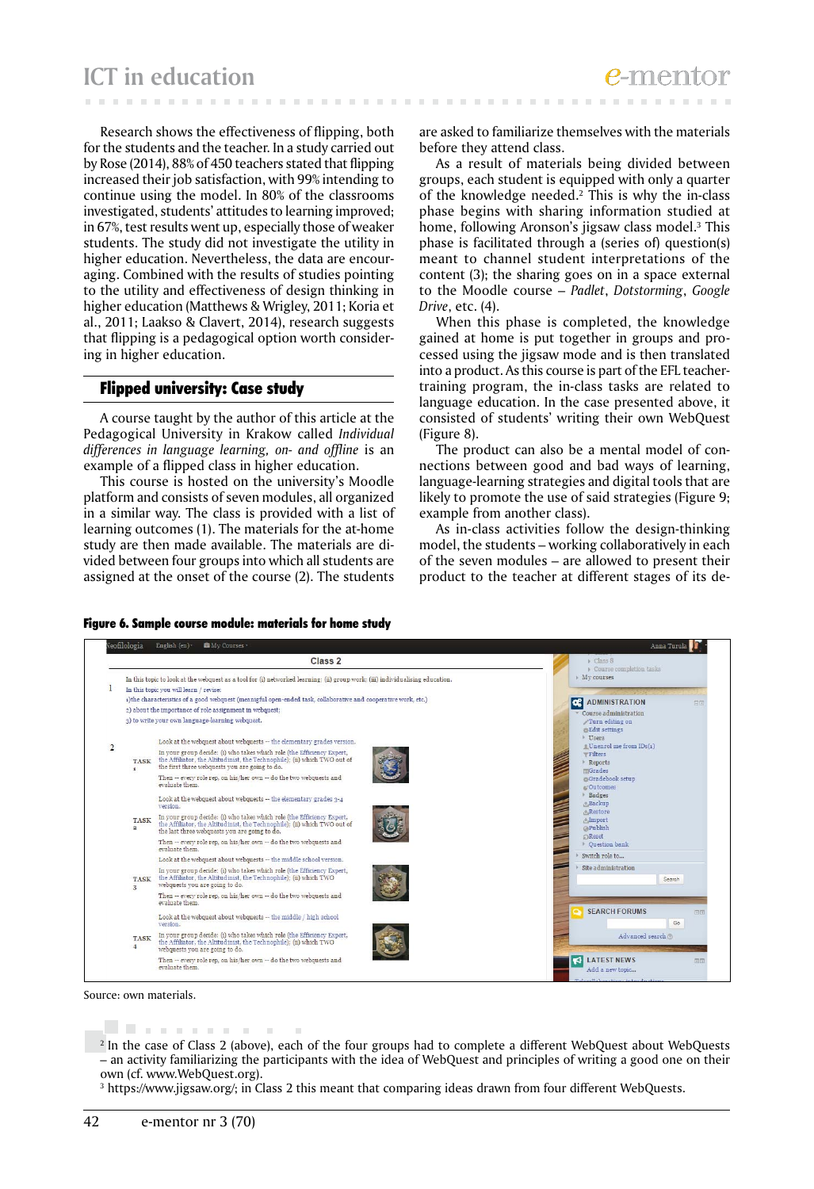Research shows the effectiveness of flipping, both for the students and the teacher. In a study carried out by Rose (2014), 88% of 450 teachers stated that flipping increased their job satisfaction, with 99% intending to continue using the model. In 80% of the classrooms investigated, students' attitudes to learning improved; in 67%, test results went up, especially those of weaker students. The study did not investigate the utility in higher education. Nevertheless, the data are encouraging. Combined with the results of studies pointing to the utility and effectiveness of design thinking in higher education (Matthews & Wrigley, 2011; Koria et al., 2011; Laakso & Clavert, 2014), research suggests that flipping is a pedagogical option worth considering in higher education.

## Flipped university: Case study

A course taught by the author of this article at the Pedagogical University in Krakow called *Individual differences in language learning, on- and offline* is an example of a flipped class in higher education.

This course is hosted on the university's Moodle platform and consists of seven modules, all organized in a similar way. The class is provided with a list of learning outcomes (1). The materials for the at-home study are then made available. The materials are divided between four groups into which all students are assigned at the onset of the course (2). The students are asked to familiarize themselves with the materials before they attend class.

As a result of materials being divided between groups, each student is equipped with only a quarter of the knowledge needed.[2] This is why the in-class phase begins with sharing information studied at home, following Aronson's jigsaw class model.[3] This phase is facilitated through a (series of) question(s) meant to channel student interpretations of the content (3); the sharing goes on in a space external to the Moodle course – *Padlet*, *Dotstorming*, *Google Drive*, etc. (4).

When this phase is completed, the knowledge gained at home is put together in groups and processed using the jigsaw mode and is then translated into a product. As this course is part of the EFL teacher-training program, the in-class tasks are related to language education. In the case presented above, it consisted of students' writing their own WebQuest (Figure 8).

The product can also be a mental model of connections between good and bad ways of learning, language-learning strategies and digital tools that are likely to promote the use of said strategies (Figure 9; example from another class).

As in-class activities follow the design-thinking model, the students – working collaboratively in each of the seven modules – are allowed to present their product to the teacher at different stages of its de-

**Figure 6. Sample course module: materials for home study**

Source: own materials.

---

[2] In the case of Class 2 (above), each of the four groups had to complete a different WebQuest about WebQuests – an activity familiarizing the participants with the idea of WebQuest and principles of writing a good one on their own (cf. www.WebQuest.org).

[3] https://www.jigsaw.org/; in Class 2 this meant that comparing ideas drawn from four different WebQuests.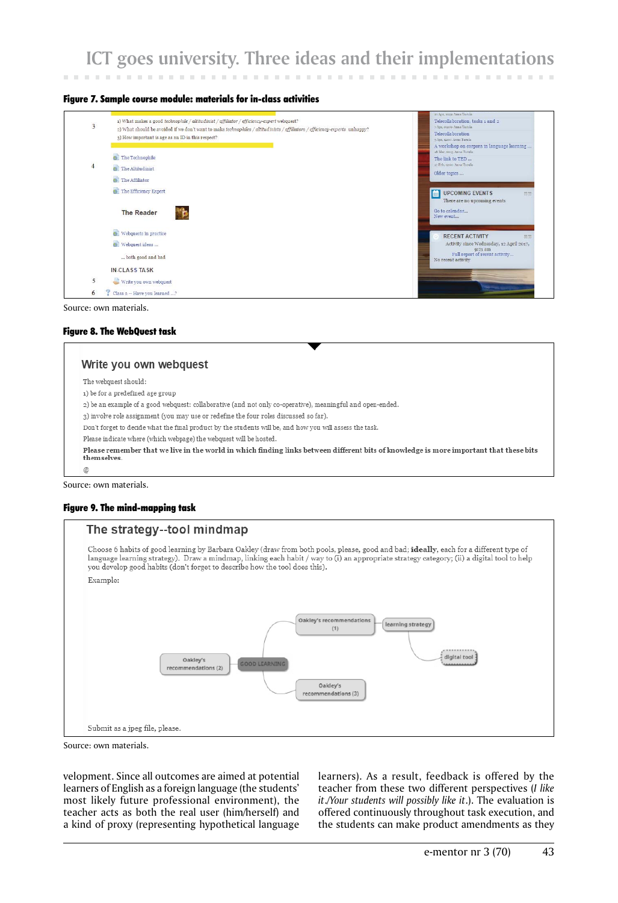**Figure 7. Sample course module: materials for in-class activities**

3

1) What makes a good *technophile / altitudinist / affiliator / efficiency-expert* webquest?
2) What should be avoided if we don't want to make *technophiles / altitudinists / affiliators / efficiency-experts* unhappy?
3) How important is age as an ID in this respect?

4

The Technophile
The Altitudinist
The Affiliator
The Efficiency Expert

The Reader

Webquests in practice
Webquest ideas ...
... both good and bad

IN-CLASS TASK

5 Write you own webquest

6 Class 2 -- Have you learned ...?

Telecollaboration, tasks 1 and 2
Telecollaboration
A workshop on corpora in language learning ...
The link to TED ...
Older topics ...

UPCOMING EVENTS
There are no upcoming events
Go to calendar...
New event...

RECENT ACTIVITY
Activity since Wednesday, 12 April 2017, 9:21 am
Full report of recent activity...
No recent activity

Source: own materials.

**Figure 8. The WebQuest task**

## Write you own webquest

The webquest should:

1) be for a predefined age group
2) be an example of a good webquest: collaborative (and not only co-operative), meaningful and open-ended.
3) involve role assignment (you may use or redefine the four roles discussed so far).

Don't forget to decide what the final product by the students will be, and how you will assess the task.

Please indicate where (which webpage) the webquest will be hosted.

**Please remember that we live in the world in which finding links between different bits of knowledge is more important that these bits themselves.**

@

Source: own materials.

**Figure 9. The mind-mapping task**

## The strategy--tool mindmap

Choose 6 habits of good learning by Barbara Oakley (draw from both pools, please, good and bad; **ideally**, each for a different type of language learning strategy). Draw a mindmap, linking each habit / way to (i) an appropriate strategy category; (ii) a digital tool to help you develop good habits (don't forget to describe how the tool does this).

Example:

GOOD LEARNING – Oakley's recommendations (1) – learning strategy – digital tool; Oakley's recommendations (2); Oakley's recommendations (3)

Submit as a jpeg file, please.

Source: own materials.

velopment. Since all outcomes are aimed at potential learners of English as a foreign language (the students' most likely future professional environment), the teacher acts as both the real user (him/herself) and a kind of proxy (representing hypothetical language learners). As a result, feedback is offered by the teacher from these two different perspectives (*I like it./Your students will possibly like it.*). The evaluation is offered continuously throughout task execution, and the students can make product amendments as they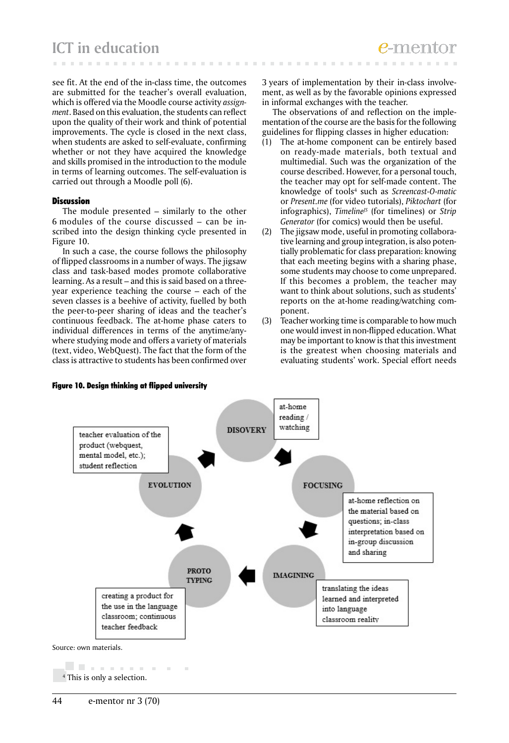see fit. At the end of the in-class time, the outcomes are submitted for the teacher's overall evaluation, which is offered via the Moodle course activity *assignment*. Based on this evaluation, the students can reflect upon the quality of their work and think of potential improvements. The cycle is closed in the next class, when students are asked to self-evaluate, confirming whether or not they have acquired the knowledge and skills promised in the introduction to the module in terms of learning outcomes. The self-evaluation is carried out through a Moodle poll (6).

### Discussion

The module presented – similarly to the other 6 modules of the course discussed – can be inscribed into the design thinking cycle presented in Figure 10.

In such a case, the course follows the philosophy of flipped classrooms in a number of ways. The jigsaw class and task-based modes promote collaborative learning. As a result – and this is said based on a three-year experience teaching the course – each of the seven classes is a beehive of activity, fuelled by both the peer-to-peer sharing of ideas and the teacher's continuous feedback. The at-home phase caters to individual differences in terms of the anytime/anywhere studying mode and offers a variety of materials (text, video, WebQuest). The fact that the form of the class is attractive to students has been confirmed over 3 years of implementation by their in-class involvement, as well as by the favorable opinions expressed in informal exchanges with the teacher.

The observations of and reflection on the implementation of the course are the basis for the following guidelines for flipping classes in higher education:

(1) The at-home component can be entirely based on ready-made materials, both textual and multimedial. Such was the organization of the course described. However, for a personal touch, the teacher may opt for self-made content. The knowledge of tools[4] such as *Screencast-O-matic* or *Present.me* (for video tutorials), *Piktochart* (for infographics), *Timeline[JS]* (for timelines) or *Strip Generator* (for comics) would then be useful.

(2) The jigsaw mode, useful in promoting collaborative learning and group integration, is also potentially problematic for class preparation: knowing that each meeting begins with a sharing phase, some students may choose to come unprepared. If this becomes a problem, the teacher may want to think about solutions, such as students' reports on the at-home reading/watching component.

(3) Teacher working time is comparable to how much one would invest in non-flipped education. What may be important to know is that this investment is the greatest when choosing materials and evaluating students' work. Special effort needs

**Figure 10. Design thinking at flipped university**

| Stage | Description |
|---|---|
| DISOVERY | at-home reading / watching |
| FOCUSING | at-home reflection on the material based on questions; in-class interpretation based on in-group discussion and sharing |
| IMAGINING | translating the ideas learned and interpreted into language classroom reality |
| PROTO TYPING | creating a product for the use in the language classroom; continuous teacher feedback |
| EVOLUTION | teacher evaluation of the product (webquest, mental model, etc.); student reflection |

Source: own materials.

[4] This is only a selection.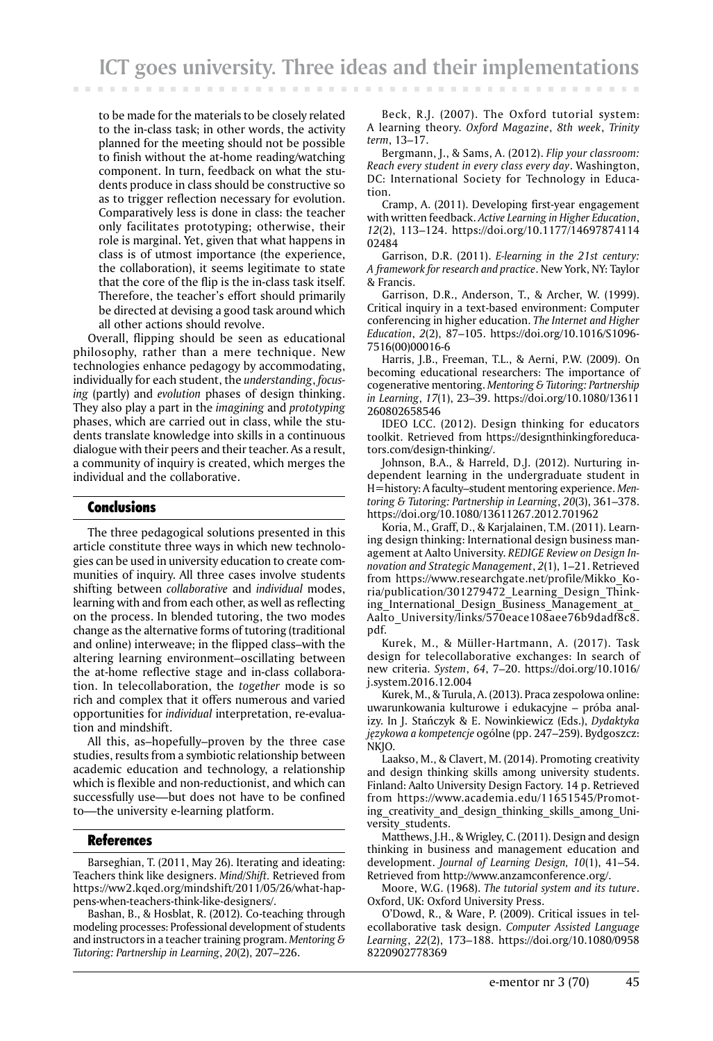to be made for the materials to be closely related to the in-class task; in other words, the activity planned for the meeting should not be possible to finish without the at-home reading/watching component. In turn, feedback on what the students produce in class should be constructive so as to trigger reflection necessary for evolution. Comparatively less is done in class: the teacher only facilitates prototyping; otherwise, their role is marginal. Yet, given that what happens in class is of utmost importance (the experience, the collaboration), it seems legitimate to state that the core of the flip is the in-class task itself. Therefore, the teacher's effort should primarily be directed at devising a good task around which all other actions should revolve.

Overall, flipping should be seen as educational philosophy, rather than a mere technique. New technologies enhance pedagogy by accommodating, individually for each student, the *understanding*, *focusing* (partly) and *evolution* phases of design thinking. They also play a part in the *imagining* and *prototyping* phases, which are carried out in class, while the students translate knowledge into skills in a continuous dialogue with their peers and their teacher. As a result, a community of inquiry is created, which merges the individual and the collaborative.

## Conclusions

The three pedagogical solutions presented in this article constitute three ways in which new technologies can be used in university education to create communities of inquiry. All three cases involve students shifting between *collaborative* and *individual* modes, learning with and from each other, as well as reflecting on the process. In blended tutoring, the two modes change as the alternative forms of tutoring (traditional and online) interweave; in the flipped class–with the altering learning environment–oscillating between the at-home reflective stage and in-class collaboration. In telecollaboration, the *together* mode is so rich and complex that it offers numerous and varied opportunities for *individual* interpretation, re-evaluation and mindshift.

All this, as–hopefully–proven by the three case studies, results from a symbiotic relationship between academic education and technology, a relationship which is flexible and non-reductionist, and which can successfully use—but does not have to be confined to—the university e-learning platform.

## References

Barseghian, T. (2011, May 26). Iterating and ideating: Teachers think like designers. *Mind/Shift*. Retrieved from https://ww2.kqed.org/mindshift/2011/05/26/what-happens-when-teachers-think-like-designers/.

Bashan, B., & Hosblat, R. (2012). Co-teaching through modeling processes: Professional development of students and instructors in a teacher training program. *Mentoring & Tutoring: Partnership in Learning*, *20*(2), 207–226.

Beck, R.J. (2007). The Oxford tutorial system: A learning theory. *Oxford Magazine*, *8th week*, *Trinity term*, 13–17.

Bergmann, J., & Sams, A. (2012). *Flip your classroom: Reach every student in every class every day*. Washington, DC: International Society for Technology in Education.

Cramp, A. (2011). Developing first-year engagement with written feedback. *Active Learning in Higher Education*, *12*(2), 113–124. https://doi.org/10.1177/1469787411402484

Garrison, D.R. (2011). *E-learning in the 21st century: A framework for research and practice*. New York, NY: Taylor & Francis.

Garrison, D.R., Anderson, T., & Archer, W. (1999). Critical inquiry in a text-based environment: Computer conferencing in higher education. *The Internet and Higher Education*, *2*(2), 87–105. https://doi.org/10.1016/S1096-7516(00)00016-6

Harris, J.B., Freeman, T.L., & Aerni, P.W. (2009). On becoming educational researchers: The importance of cogenerative mentoring. *Mentoring & Tutoring: Partnership in Learning*, *17*(1), 23–39. https://doi.org/10.1080/13611260802658546

IDEO LCC. (2012). Design thinking for educators toolkit. Retrieved from https://designthinkingforeducators.com/design-thinking/.

Johnson, B.A., & Harreld, D.J. (2012). Nurturing independent learning in the undergraduate student in H=history: A faculty–student mentoring experience. *Mentoring & Tutoring: Partnership in Learning*, *20*(3), 361–378. https://doi.org/10.1080/13611267.2012.701962

Koria, M., Graff, D., & Karjalainen, T.M. (2011). Learning design thinking: International design business management at Aalto University. *REDIGE Review on Design Innovation and Strategic Management*, *2*(1), 1–21. Retrieved from https://www.researchgate.net/profile/Mikko_Koria/publication/301279472_Learning_Design_Thinking_International_Design_Business_Management_at_Aalto_University/links/570eace108aee76b9dadf8c8.pdf.

Kurek, M., & Müller-Hartmann, A. (2017). Task design for telecollaborative exchanges: In search of new criteria. *System*, *64*, 7–20. https://doi.org/10.1016/j.system.2016.12.004

Kurek, M., & Turula, A. (2013). Praca zespołowa online: uwarunkowania kulturowe i edukacyjne – próba analizy. In J. Stańczyk & E. Nowinkiewicz (Eds.), *Dydaktyka językowa a kompetencje* ogólne (pp. 247–259). Bydgoszcz: NKJO.

Laakso, M., & Clavert, M. (2014). Promoting creativity and design thinking skills among university students. Finland: Aalto University Design Factory. 14 p. Retrieved from https://www.academia.edu/11651545/Promoting_creativity_and_design_thinking_skills_among_University_students.

Matthews, J.H., & Wrigley, C. (2011). Design and design thinking in business and management education and development. *Journal of Learning Design, 10*(1), 41–54. Retrieved from http://www.anzamconference.org/.

Moore, W.G. (1968). *The tutorial system and its tuture*. Oxford, UK: Oxford University Press.

O'Dowd, R., & Ware, P. (2009). Critical issues in telecollaborative task design. *Computer Assisted Language Learning*, *22*(2), 173–188. https://doi.org/10.1080/09588220902778369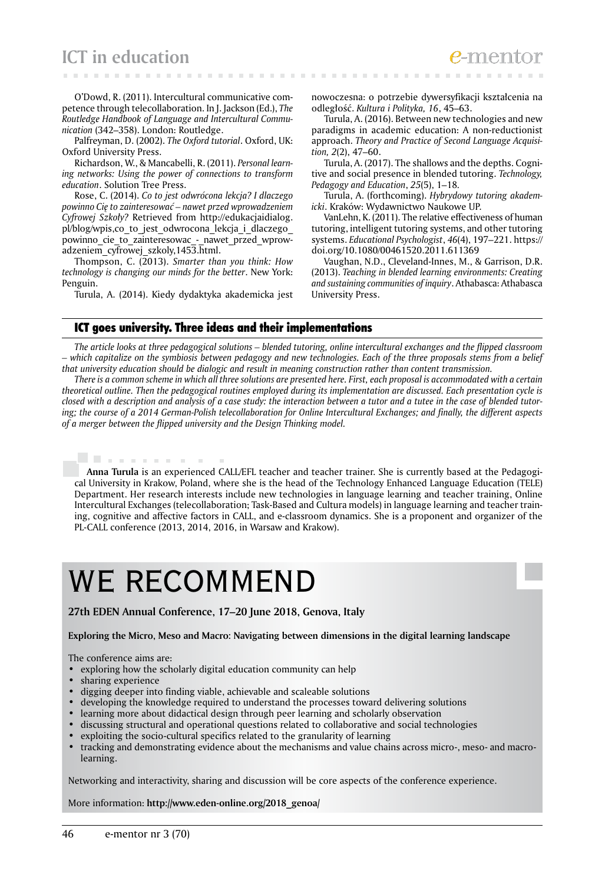O'Dowd, R. (2011). Intercultural communicative competence through telecollaboration. In J. Jackson (Ed.), *The Routledge Handbook of Language and Intercultural Communication* (342–358). London: Routledge.

Palfreyman, D. (2002). *The Oxford tutorial*. Oxford, UK: Oxford University Press.

Richardson, W., & Mancabelli, R. (2011). *Personal learning networks: Using the power of connections to transform education*. Solution Tree Press.

Rose, C. (2014). *Co to jest odwrócona lekcja? I dlaczego powinno Cię to zainteresować – nawet przed wprowadzeniem Cyfrowej Szkoły?* Retrieved from http://edukacjaidialog.pl/blog/wpis,co_to_jest_odwrocona_lekcja_i_dlaczego_powinno_cie_to_zainteresowac_-_nawet_przed_wprowadzeniem_cyfrowej_szkoly,1453.html.

Thompson, C. (2013). *Smarter than you think: How technology is changing our minds for the better*. New York: Penguin.

Turula, A. (2014). Kiedy dydaktyka akademicka jest nowoczesna: o potrzebie dywersyfikacji kształcenia na odległość. *Kultura i Polityka, 16*, 45–63.

Turula, A. (2016). Between new technologies and new paradigms in academic education: A non-reductionist approach. *Theory and Practice of Second Language Acquisition, 2*(2), 47–60.

Turula, A. (2017). The shallows and the depths. Cognitive and social presence in blended tutoring. *Technology, Pedagogy and Education*, *25*(5), 1–18.

Turula, A. (forthcoming). *Hybrydowy tutoring akademicki*. Kraków: Wydawnictwo Naukowe UP.

VanLehn, K. (2011). The relative effectiveness of human tutoring, intelligent tutoring systems, and other tutoring systems. *Educational Psychologist*, *46*(4), 197–221. https://doi.org/10.1080/00461520.2011.611369

Vaughan, N.D., Cleveland-Innes, M., & Garrison, D.R. (2013). *Teaching in blended learning environments: Creating and sustaining communities of inquiry*. Athabasca: Athabasca University Press.

## ICT goes university. Three ideas and their implementations

*The article looks at three pedagogical solutions – blended tutoring, online intercultural exchanges and the flipped classroom – which capitalize on the symbiosis between pedagogy and new technologies. Each of the three proposals stems from a belief that university education should be dialogic and result in meaning construction rather than content transmission.*

*There is a common scheme in which all three solutions are presented here. First, each proposal is accommodated with a certain theoretical outline. Then the pedagogical routines employed during its implementation are discussed. Each presentation cycle is closed with a description and analysis of a case study: the interaction between a tutor and a tutee in the case of blended tutoring; the course of a 2014 German-Polish telecollaboration for Online Intercultural Exchanges; and finally, the different aspects of a merger between the flipped university and the Design Thinking model.*

**Anna Turula** is an experienced CALL/EFL teacher and teacher trainer. She is currently based at the Pedagogical University in Krakow, Poland, where she is the head of the Technology Enhanced Language Education (TELE) Department. Her research interests include new technologies in language learning and teacher training, Online Intercultural Exchanges (telecollaboration; Task-Based and Cultura models) in language learning and teacher training, cognitive and affective factors in CALL, and e-classroom dynamics. She is a proponent and organizer of the PL-CALL conference (2013, 2014, 2016, in Warsaw and Krakow).

# WE RECOMMEND

**27th EDEN Annual Conference, 17–20 June 2018, Genova, Italy**

**Exploring the Micro, Meso and Macro: Navigating between dimensions in the digital learning landscape**

The conference aims are:

- exploring how the scholarly digital education community can help
- sharing experience
- digging deeper into finding viable, achievable and scaleable solutions
- developing the knowledge required to understand the processes toward delivering solutions
- learning more about didactical design through peer learning and scholarly observation
- discussing structural and operational questions related to collaborative and social technologies
- exploiting the socio-cultural specifics related to the granularity of learning
- tracking and demonstrating evidence about the mechanisms and value chains across micro-, meso- and macro-learning.

Networking and interactivity, sharing and discussion will be core aspects of the conference experience.

More information: **http://www.eden-online.org/2018_genoa/**